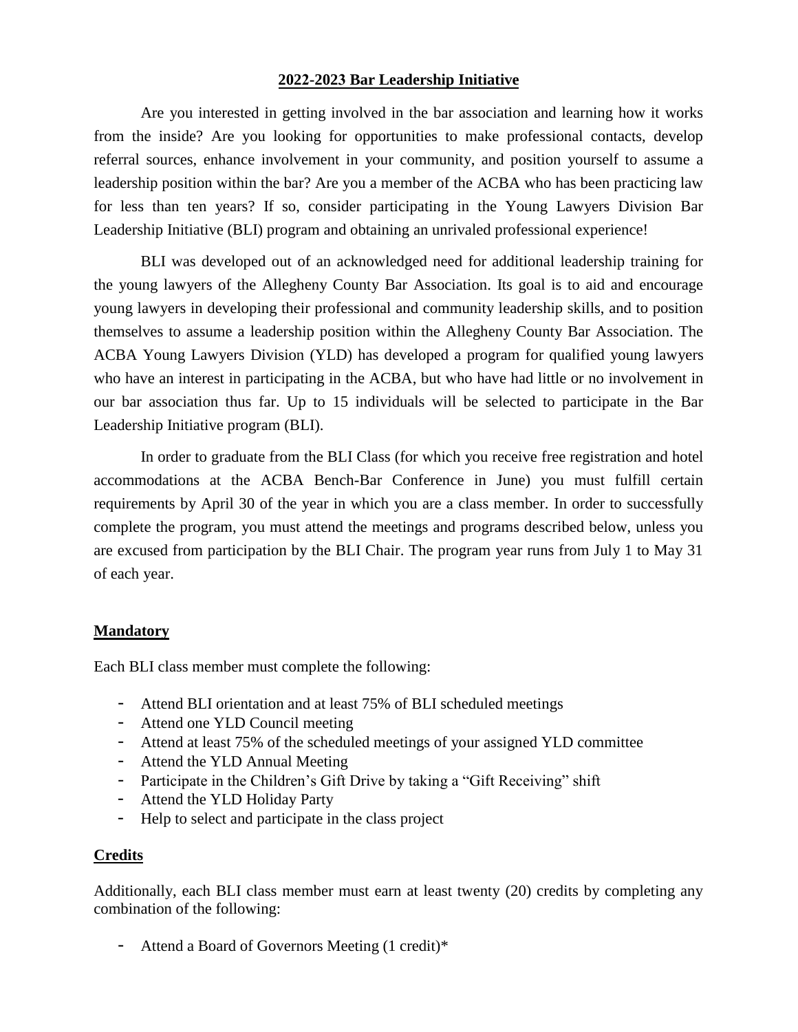# 2022-2023 Bar Leadership Initiative

Are you interested in getting involved in the bar association and learning how it works from the inside? Are you looking for opportunities to make professional contacts, develop referral sources, enhance involvement in your community, and position yourself to assume a leadership position within the bar? Are you a member of the ACBA who has been practicing law for less than ten years? If so, consider participating in the Young Lawyers Division Bar Leadership Initiative (BLI) program and obtaining an unrivaled professional experience!

BLI was developed out of an acknowledged need for additional leadership training for the young lawyers of the Allegheny County Bar Association. Its goal is to aid and encourage young lawyers in developing their professional and community leadership skills, and to position themselves to assume a leadership position within the Allegheny County Bar Association. The ACBA Young Lawyers Division (YLD) has developed a program for qualified young lawyers who have an interest in participating in the ACBA, but who have had little or no involvement in our bar association thus far. Up to 15 individuals will be selected to participate in the Bar Leadership Initiative program (BLI).

In order to graduate from the BLI Class (for which you receive free registration and hotel accommodations at the ACBA Bench-Bar Conference in June) you must fulfill certain requirements by April 30 of the year in which you are a class member. In order to successfully complete the program, you must attend the meetings and programs described below, unless you are excused from participation by the BLI Chair. The program year runs from July 1 to May 31 of each year.

## Mandatory

Each BLI class member must complete the following:

- Attend BLI orientation and at least 75% of BLI scheduled meetings
- Attend one YLD Council meeting
- Attend at least 75% of the scheduled meetings of your assigned YLD committee
- Attend the YLD Annual Meeting
- Participate in the Children's Gift Drive by taking a "Gift Receiving" shift
- Attend the YLD Holiday Party
- Help to select and participate in the class project

## Credits

Additionally, each BLI class member must earn at least twenty (20) credits by completing any combination of the following:

- Attend a Board of Governors Meeting (1 credit)*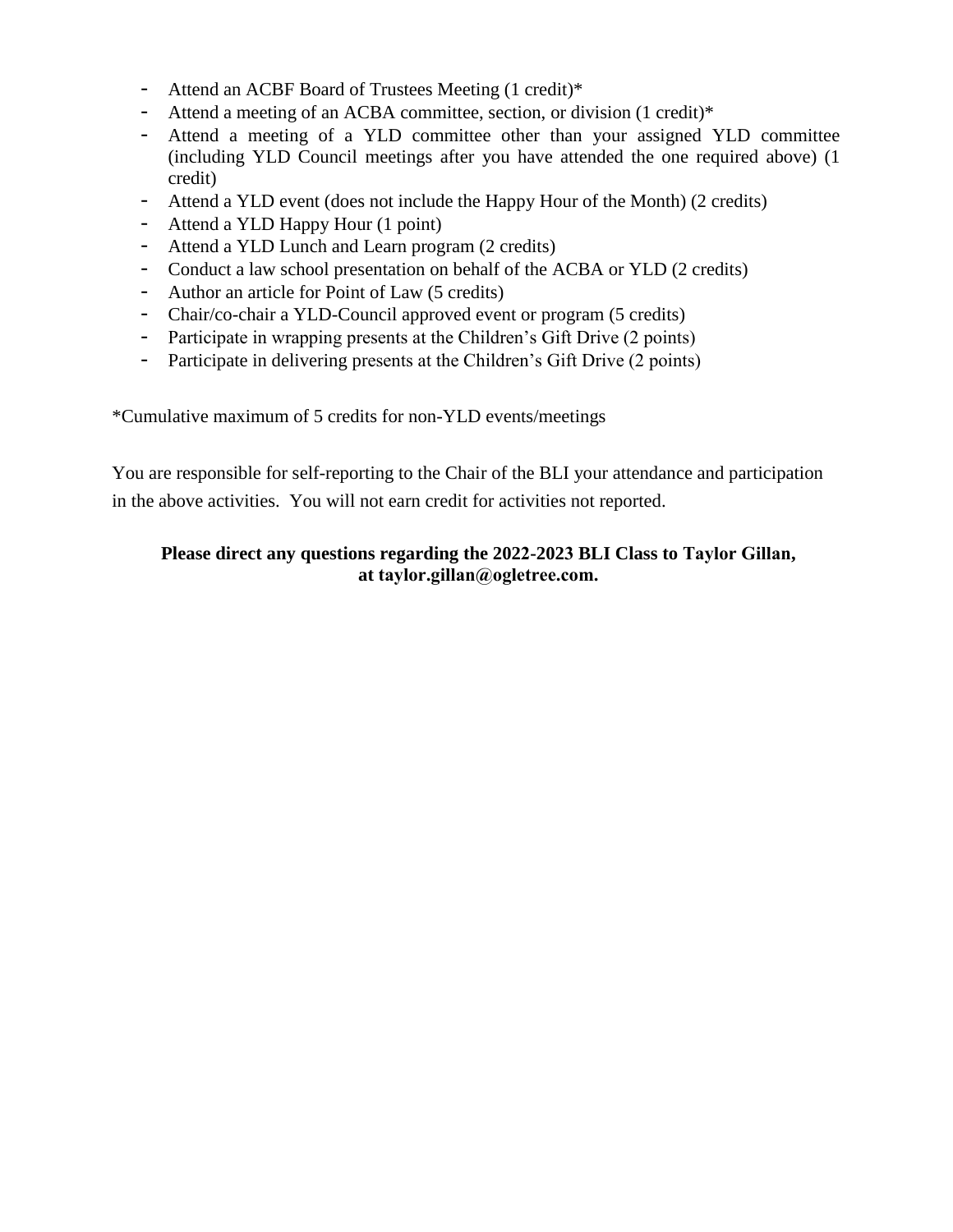- Attend an ACBF Board of Trustees Meeting (1 credit)*
- Attend a meeting of an ACBA committee, section, or division (1 credit)*
- Attend a meeting of a YLD committee other than your assigned YLD committee (including YLD Council meetings after you have attended the one required above) (1 credit)
- Attend a YLD event (does not include the Happy Hour of the Month) (2 credits)
- Attend a YLD Happy Hour (1 point)
- Attend a YLD Lunch and Learn program (2 credits)
- Conduct a law school presentation on behalf of the ACBA or YLD (2 credits)
- Author an article for Point of Law (5 credits)
- Chair/co-chair a YLD-Council approved event or program (5 credits)
- Participate in wrapping presents at the Children's Gift Drive (2 points)
- Participate in delivering presents at the Children's Gift Drive (2 points)

*Cumulative maximum of 5 credits for non-YLD events/meetings

You are responsible for self-reporting to the Chair of the BLI your attendance and participation in the above activities. You will not earn credit for activities not reported.

**Please direct any questions regarding the 2022-2023 BLI Class to Taylor Gillan, at taylor.gillan@ogletree.com.**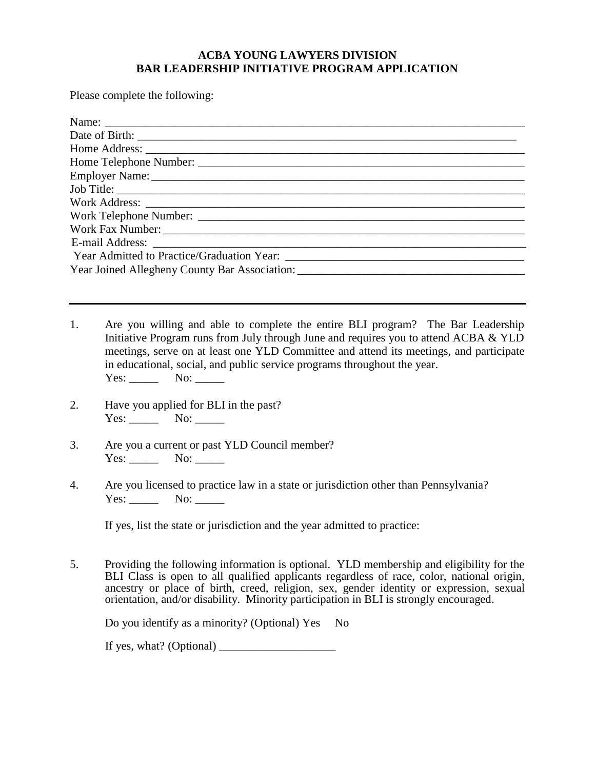**ACBA YOUNG LAWYERS DIVISION**
**BAR LEADERSHIP INITIATIVE PROGRAM APPLICATION**

Please complete the following:

Name: ___________________________________________________________________________

Date of Birth: ____________________________________________________________________

Home Address: ___________________________________________________________________

Home Telephone Number: __________________________________________________________

Employer Name: __________________________________________________________________

Job Title: ________________________________________________________________________

Work Address: ____________________________________________________________________

Work Telephone Number: __________________________________________________________

Work Fax Number: ________________________________________________________________

E-mail Address: ___________________________________________________________________

Year Admitted to Practice/Graduation Year: ____________________________________________

Year Joined Allegheny County Bar Association: _________________________________________

---

1. Are you willing and able to complete the entire BLI program? The Bar Leadership Initiative Program runs from July through June and requires you to attend ACBA & YLD meetings, serve on at least one YLD Committee and attend its meetings, and participate in educational, social, and public service programs throughout the year.
   Yes: _____ No: _____

2. Have you applied for BLI in the past?
   Yes: _____ No: _____

3. Are you a current or past YLD Council member?
   Yes: _____ No: _____

4. Are you licensed to practice law in a state or jurisdiction other than Pennsylvania?
   Yes: _____ No: _____

   If yes, list the state or jurisdiction and the year admitted to practice:

5. Providing the following information is optional. YLD membership and eligibility for the BLI Class is open to all qualified applicants regardless of race, color, national origin, ancestry or place of birth, creed, religion, sex, gender identity or expression, sexual orientation, and/or disability. Minority participation in BLI is strongly encouraged.

   Do you identify as a minority? (Optional) Yes No

   If yes, what? (Optional) ____________________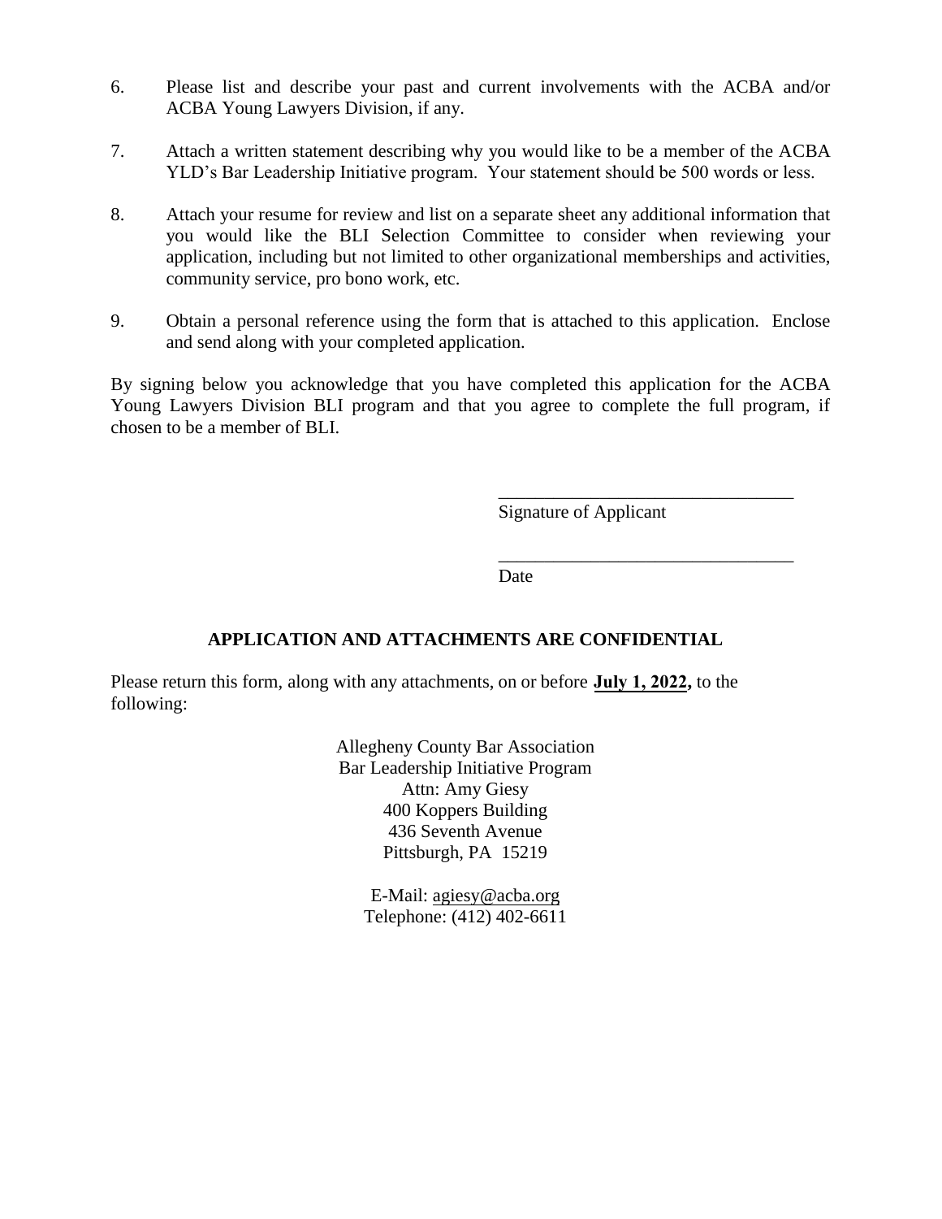6. Please list and describe your past and current involvements with the ACBA and/or ACBA Young Lawyers Division, if any.

7. Attach a written statement describing why you would like to be a member of the ACBA YLD's Bar Leadership Initiative program. Your statement should be 500 words or less.

8. Attach your resume for review and list on a separate sheet any additional information that you would like the BLI Selection Committee to consider when reviewing your application, including but not limited to other organizational memberships and activities, community service, pro bono work, etc.

9. Obtain a personal reference using the form that is attached to this application. Enclose and send along with your completed application.

By signing below you acknowledge that you have completed this application for the ACBA Young Lawyers Division BLI program and that you agree to complete the full program, if chosen to be a member of BLI.

________________________________
Signature of Applicant

________________________________
Date

**APPLICATION AND ATTACHMENTS ARE CONFIDENTIAL**

Please return this form, along with any attachments, on or before **July 1, 2022,** to the following:

Allegheny County Bar Association
Bar Leadership Initiative Program
Attn: Amy Giesy
400 Koppers Building
436 Seventh Avenue
Pittsburgh, PA 15219

E-Mail: agiesy@acba.org
Telephone: (412) 402-6611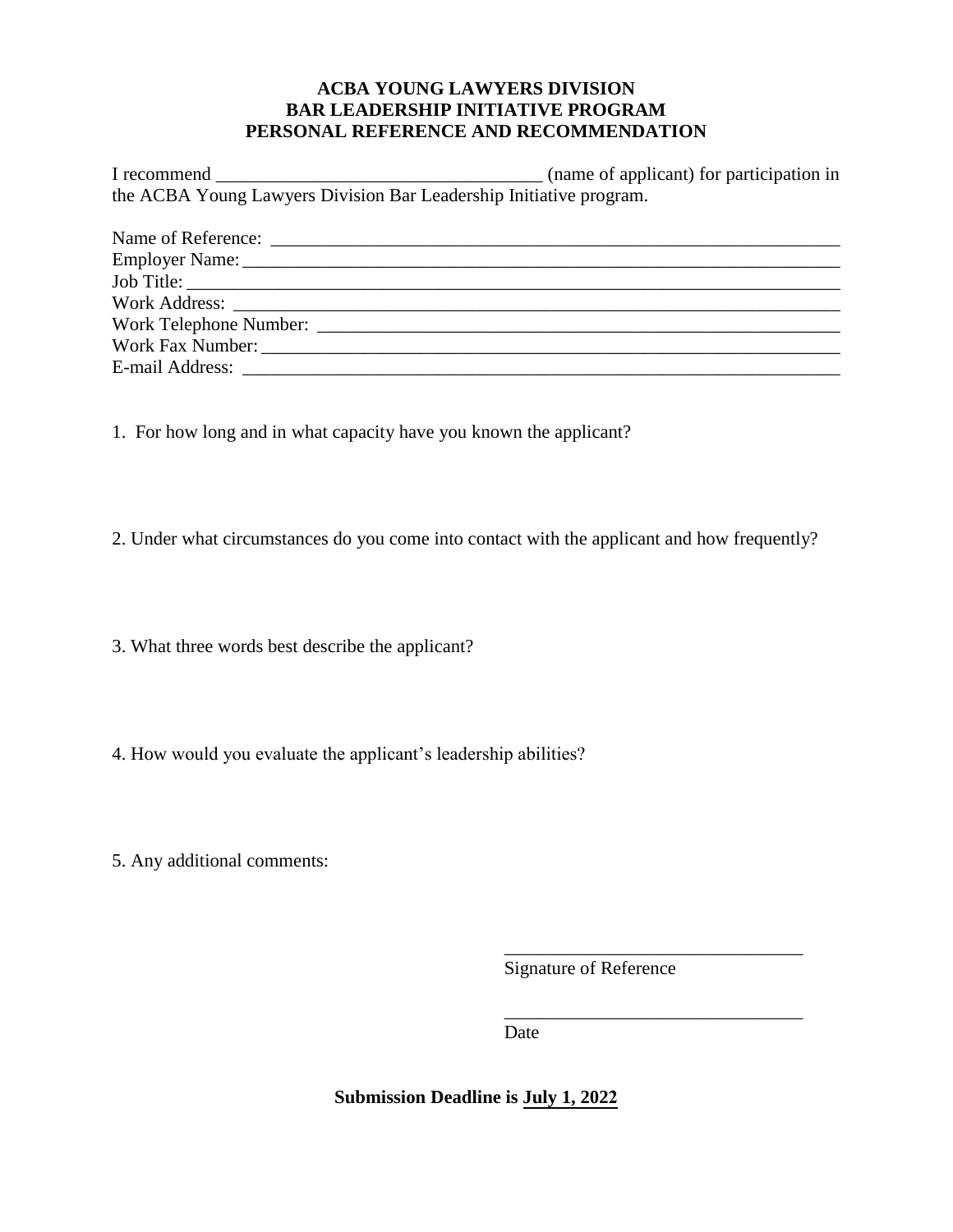**ACBA YOUNG LAWYERS DIVISION**
**BAR LEADERSHIP INITIATIVE PROGRAM**
**PERSONAL REFERENCE AND RECOMMENDATION**

I recommend __________________________________ (name of applicant) for participation in the ACBA Young Lawyers Division Bar Leadership Initiative program.

Name of Reference: ______________________________________________________________
Employer Name: _________________________________________________________________
Job Title: ______________________________________________________________________
Work Address: __________________________________________________________________
Work Telephone Number: __________________________________________________________
Work Fax Number: _______________________________________________________________
E-mail Address: _________________________________________________________________

1. For how long and in what capacity have you known the applicant?

2. Under what circumstances do you come into contact with the applicant and how frequently?

3. What three words best describe the applicant?

4. How would you evaluate the applicant's leadership abilities?

5. Any additional comments:

________________________________
Signature of Reference

________________________________
Date

**Submission Deadline is July 1, 2022**